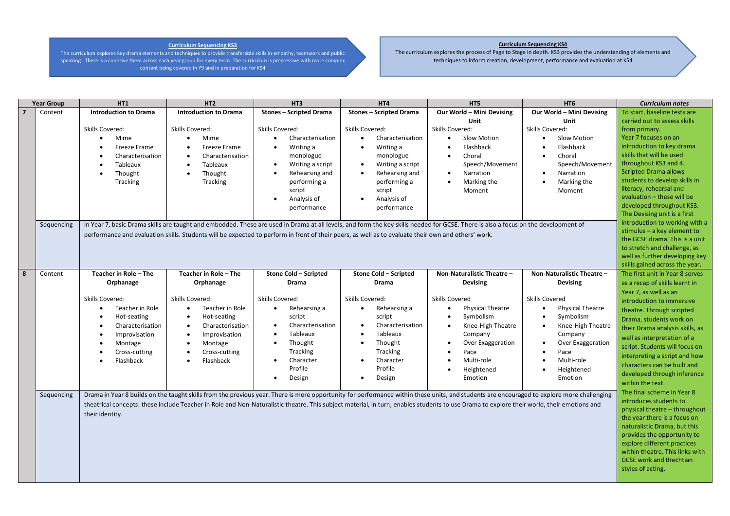**Curriculum Sequencing KS3**

The curriculum explores key drama elements and techniques to provide transferable skills in empathy, teamwork and public speaking. There is a cohesive them across each year group for every term. The curriculum is progressive with more complex content being covered in Y9 and in preparation for KS4

**Curriculum Sequencing KS4**

The curriculum explores the process of Page to Stage in depth. KS3 provides the understanding of elements and techniques to inform creation, development, performance and evaluation at KS4

| Year Group | | HT1 | HT2 | HT3 | HT4 | HT5 | HT6 | *Curriculum notes* |
|---|---|---|---|---|---|---|---|---|
| 7 | Content | **Introduction to Drama**<br><br>Skills Covered:<br>• Mime<br>• Freeze Frame<br>• Characterisation<br>• Tableaux<br>• Thought Tracking | **Introduction to Drama**<br><br>Skills Covered:<br>• Mime<br>• Freeze Frame<br>• Characterisation<br>• Tableaux<br>• Thought Tracking | **Stones – Scripted Drama**<br><br>Skills Covered:<br>• Characterisation<br>• Writing a monologue<br>• Writing a script<br>• Rehearsing and performing a script<br>• Analysis of performance | **Stones – Scripted Drama**<br><br>Skills Covered:<br>• Characterisation<br>• Writing a monologue<br>• Writing a script<br>• Rehearsing and performing a script<br>• Analysis of performance | **Our World – Mini Devising Unit**<br>Skills Covered:<br>• Slow Motion<br>• Flashback<br>• Choral Speech/Movement<br>• Narration<br>• Marking the Moment | **Our World – Mini Devising Unit**<br>Skills Covered:<br>• Slow Motion<br>• Flashback<br>• Choral Speech/Movement<br>• Narration<br>• Marking the Moment | To start, baseline tests are carried out to assess skills from primary.<br>Year 7 focuses on an introduction to key drama skills that will be used throughout KS3 and 4. Scripted Drama allows students to develop skills in literacy, rehearsal and evaluation – these will be developed throughout KS3. The Devising unit is a first introduction to working with a stimulus – a key element to the GCSE drama. This is a unit to stretch and challenge, as well as further developing key skills gained across the year. |
| | Sequencing | In Year 7, basic Drama skills are taught and embedded. These are used in Drama at all levels, and form the key skills needed for GCSE. There is also a focus on the development of performance and evaluation skills. Students will be expected to perform in front of their peers, as well as to evaluate their own and others' work. | | | | | | |
| 8 | Content | **Teacher in Role – The Orphanage**<br><br>Skills Covered:<br>• Teacher in Role<br>• Hot-seating<br>• Characterisation<br>• Improvisation<br>• Montage<br>• Cross-cutting<br>• Flashback | **Teacher in Role – The Orphanage**<br><br>Skills Covered:<br>• Teacher in Role<br>• Hot-seating<br>• Characterisation<br>• Improvisation<br>• Montage<br>• Cross-cutting<br>• Flashback | **Stone Cold – Scripted Drama**<br><br>Skills Covered:<br>• Rehearsing a script<br>• Characterisation<br>• Tableaux<br>• Thought Tracking<br>• Character Profile<br>• Design | **Stone Cold – Scripted Drama**<br><br>Skills Covered:<br>• Rehearsing a script<br>• Characterisation<br>• Tableaux<br>• Thought Tracking<br>• Character Profile<br>• Design | **Non-Naturalistic Theatre – Devising**<br><br>Skills Covered<br>• Physical Theatre<br>• Symbolism<br>• Knee-High Theatre Company<br>• Over Exaggeration<br>• Pace<br>• Multi-role<br>• Heightened Emotion | **Non-Naturalistic Theatre – Devising**<br><br>Skills Covered<br>• Physical Theatre<br>• Symbolism<br>• Knee-High Theatre Company<br>• Over Exaggeration<br>• Pace<br>• Multi-role<br>• Heightened Emotion | The first unit in Year 8 serves as a recap of skills learnt in Year 7, as well as an introduction to immersive theatre. Through scripted Drama, students work on their Drama analysis skills, as well as interpretation of a script. Students will focus on interpreting a script and how characters can be built and developed through inference within the text.<br>The final scheme in Year 8 introduces students to physical theatre – throughout the year there is a focus on naturalistic Drama, but this provides the opportunity to explore different practices within theatre. This links with GCSE work and Brechtian styles of acting. |
| | Sequencing | Drama in Year 8 builds on the taught skills from the previous year. There is more opportunity for performance within these units, and students are encouraged to explore more challenging theatrical concepts: these include Teacher in Role and Non-Naturalistic theatre. This subject material, in turn, enables students to use Drama to explore their world, their emotions and their identity. | | | | | | |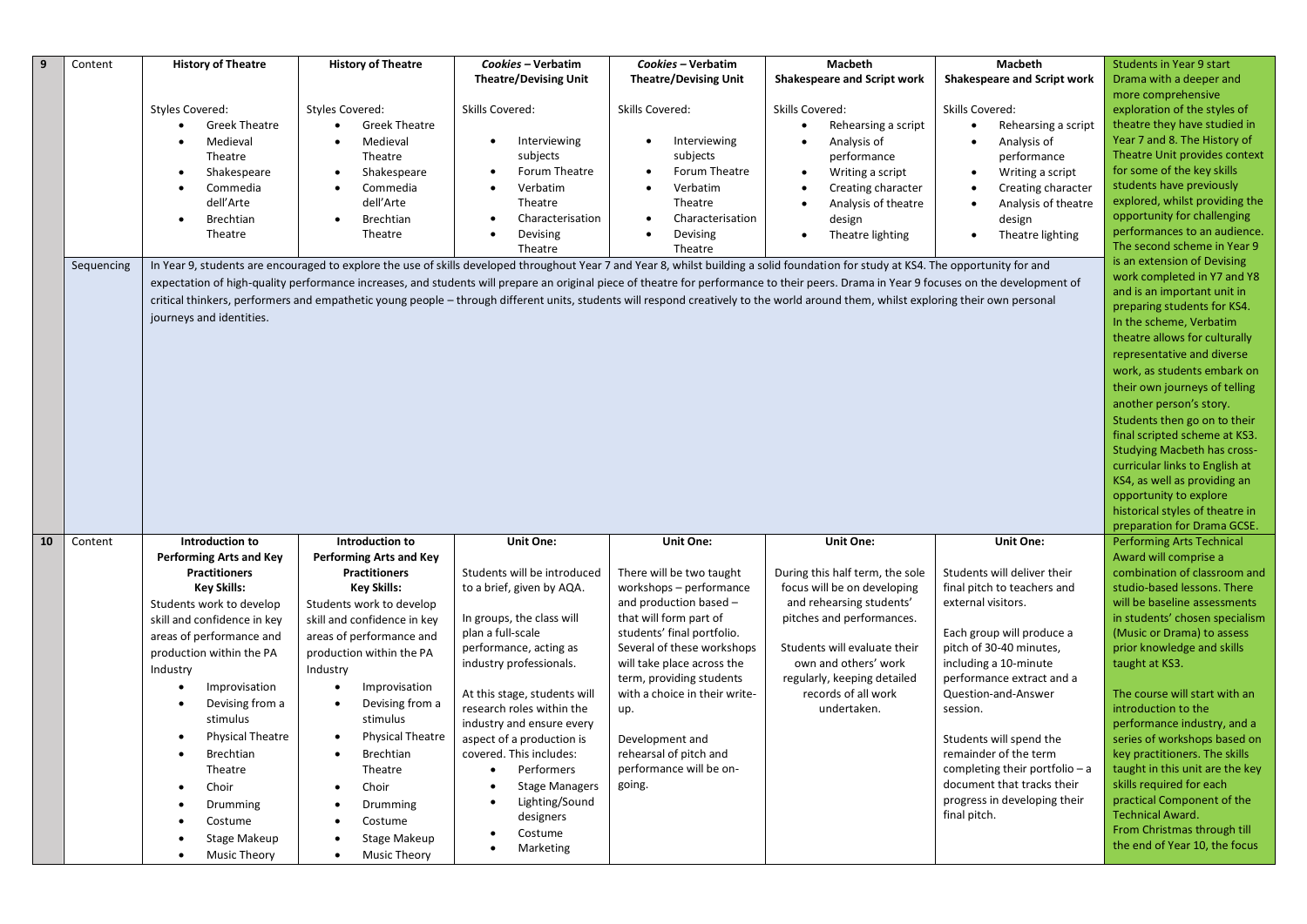| | | | | | | | | |
|---|---|---|---|---|---|---|---|---|
| **9** | Content | **History of Theatre**<br><br>Styles Covered:<br>• Greek Theatre<br>• Medieval Theatre<br>• Shakespeare<br>• Commedia dell'Arte<br>• Brechtian Theatre | **History of Theatre**<br><br>Styles Covered:<br>• Greek Theatre<br>• Medieval Theatre<br>• Shakespeare<br>• Commedia dell'Arte<br>• Brechtian Theatre | ***Cookies* – Verbatim Theatre/Devising Unit**<br><br>Skills Covered:<br>• Interviewing subjects<br>• Forum Theatre<br>• Verbatim Theatre<br>• Characterisation<br>• Devising Theatre | ***Cookies* – Verbatim Theatre/Devising Unit**<br><br>Skills Covered:<br>• Interviewing subjects<br>• Forum Theatre<br>• Verbatim Theatre<br>• Characterisation<br>• Devising Theatre | **Macbeth Shakespeare and Script work**<br><br>Skills Covered:<br>• Rehearsing a script<br>• Analysis of performance<br>• Writing a script<br>• Creating character<br>• Analysis of theatre design<br>• Theatre lighting | **Macbeth Shakespeare and Script work**<br><br>Skills Covered:<br>• Rehearsing a script<br>• Analysis of performance<br>• Writing a script<br>• Creating character<br>• Analysis of theatre design<br>• Theatre lighting | Students in Year 9 start Drama with a deeper and more comprehensive exploration of the styles of theatre they have studied in Year 7 and 8. The History of Theatre Unit provides context for some of the key skills students have previously explored, whilst providing the opportunity for challenging performances to an audience. The second scheme in Year 9 is an extension of Devising work completed in Y7 and Y8 and is an important unit in preparing students for KS4. In the scheme, Verbatim theatre allows for culturally representative and diverse work, as students embark on their own journeys of telling another person's story. Students then go on to their final scripted scheme at KS3. Studying Macbeth has cross-curricular links to English at KS4, as well as providing an opportunity to explore historical styles of theatre in preparation for Drama GCSE. |
| | Sequencing | In Year 9, students are encouraged to explore the use of skills developed throughout Year 7 and Year 8, whilst building a solid foundation for study at KS4. The opportunity for and expectation of high-quality performance increases, and students will prepare an original piece of theatre for performance to their peers. Drama in Year 9 focuses on the development of critical thinkers, performers and empathetic young people – through different units, students will respond creatively to the world around them, whilst exploring their own personal journeys and identities. | | | | | | |
| **10** | Content | **Introduction to Performing Arts and Key Practitioners**<br>**Key Skills:**<br>Students work to develop skill and confidence in key areas of performance and production within the PA Industry<br>• Improvisation<br>• Devising from a stimulus<br>• Physical Theatre<br>• Brechtian Theatre<br>• Choir<br>• Drumming<br>• Costume<br>• Stage Makeup<br>• Music Theory | **Introduction to Performing Arts and Key Practitioners**<br>**Key Skills:**<br>Students work to develop skill and confidence in key areas of performance and production within the PA Industry<br>• Improvisation<br>• Devising from a stimulus<br>• Physical Theatre<br>• Brechtian Theatre<br>• Choir<br>• Drumming<br>• Costume<br>• Stage Makeup<br>• Music Theory | **Unit One:**<br><br>Students will be introduced to a brief, given by AQA.<br><br>In groups, the class will plan a full-scale performance, acting as industry professionals.<br><br>At this stage, students will research roles within the industry and ensure every aspect of a production is covered. This includes:<br>• Performers<br>• Stage Managers<br>• Lighting/Sound designers<br>• Costume<br>• Marketing | **Unit One:**<br><br>There will be two taught workshops – performance and production based – that will form part of students' final portfolio. Several of these workshops will take place across the term, providing students with a choice in their write-up.<br><br>Development and rehearsal of pitch and performance will be on-going. | **Unit One:**<br><br>During this half term, the sole focus will be on developing and rehearsing students' pitches and performances.<br><br>Students will evaluate their own and others' work regularly, keeping detailed records of all work undertaken. | **Unit One:**<br><br>Students will deliver their final pitch to teachers and external visitors.<br><br>Each group will produce a pitch of 30-40 minutes, including a 10-minute performance extract and a Question-and-Answer session.<br><br>Students will spend the remainder of the term completing their portfolio – a document that tracks their progress in developing their final pitch. | Performing Arts Technical Award will comprise a combination of classroom and studio-based lessons. There will be baseline assessments in students' chosen specialism (Music or Drama) to assess prior knowledge and skills taught at KS3.<br><br>The course will start with an introduction to the performance industry, and a series of workshops based on key practitioners. The skills taught in this unit are the key skills required for each practical Component of the Technical Award.<br>From Christmas through till the end of Year 10, the focus |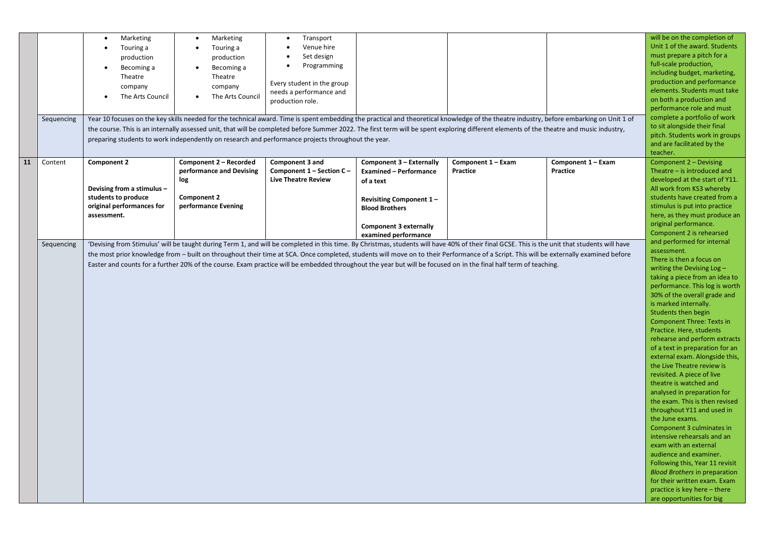| | | | | | | | | |
|---|---|---|---|---|---|---|---|---|
| | | • Marketing<br>• Touring a production<br>• Becoming a Theatre company<br>• The Arts Council | • Marketing<br>• Touring a production<br>• Becoming a Theatre company<br>• The Arts Council | • Transport<br>• Venue hire<br>• Set design<br>• Programming<br><br>Every student in the group needs a performance and production role. | | | | will be on the completion of Unit 1 of the award. Students must prepare a pitch for a full-scale production, including budget, marketing, production and performance elements. Students must take on both a production and performance role and must complete a portfolio of work to sit alongside their final pitch. Students work in groups and are facilitated by the teacher. |
| | Sequencing | Year 10 focuses on the key skills needed for the technical award. Time is spent embedding the practical and theoretical knowledge of the theatre industry, before embarking on Unit 1 of the course. This is an internally assessed unit, that will be completed before Summer 2022. The first term will be spent exploring different elements of the theatre and music industry, preparing students to work independently on research and performance projects throughout the year. | | | | | | |
| **11** | Content | **Component 2**<br><br>**Devising from a stimulus – students to produce original performances for assessment.** | **Component 2 – Recorded performance and Devising log**<br><br>**Component 2 performance Evening** | **Component 3 and Component 1 – Section C – Live Theatre Review** | **Component 3 – Externally Examined – Performance of a text**<br><br>**Revisiting Component 1 – Blood Brothers**<br><br>**Component 3 externally examined performance** | **Component 1 – Exam Practice** | **Component 1 – Exam Practice** | Component 2 – Devising Theatre – is introduced and developed at the start of Y11. All work from KS3 whereby students have created from a stimulus is put into practice here, as they must produce an original performance. Component 2 is rehearsed and performed for internal assessment. There is then a focus on writing the Devising Log – taking a piece from an idea to performance. This log is worth 30% of the overall grade and is marked internally. Students then begin Component Three: Texts in Practice. Here, students rehearse and perform extracts of a text in preparation for an external exam. Alongside this, the Live Theatre review is revisited. A piece of live theatre is watched and analysed in preparation for the exam. This is then revised throughout Y11 and used in the June exams. Component 3 culminates in intensive rehearsals and an exam with an external audience and examiner. Following this, Year 11 revisit *Blood Brothers* in preparation for their written exam. Exam practice is key here – there are opportunities for big |
| | Sequencing | 'Devising from Stimulus' will be taught during Term 1, and will be completed in this time. By Christmas, students will have 40% of their final GCSE. This is the unit that students will have the most prior knowledge from – built on throughout their time at SCA. Once completed, students will move on to their Performance of a Script. This will be externally examined before Easter and counts for a further 20% of the course. Exam practice will be embedded throughout the year but will be focused on in the final half term of teaching. | | | | | | |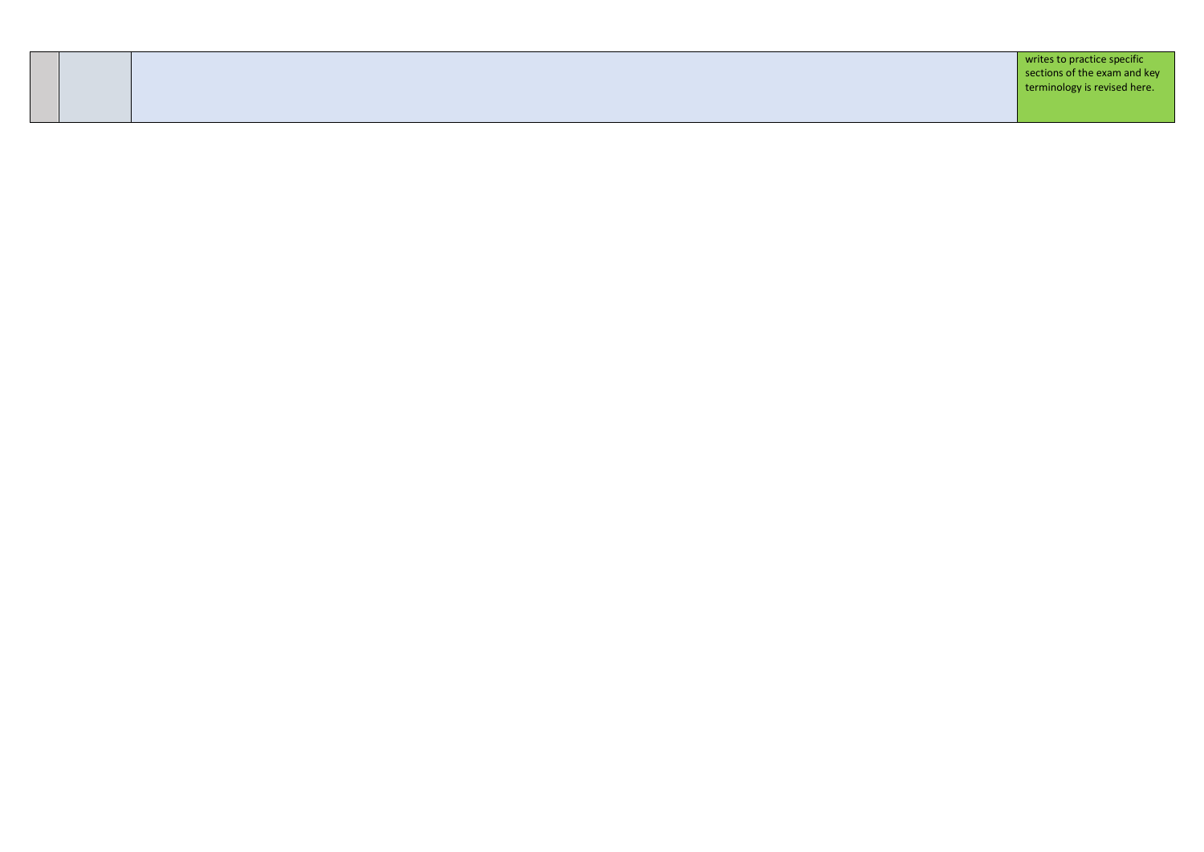| | | | |
|---|---|---|---|
| | | | writes to practice specific sections of the exam and key terminology is revised here. |